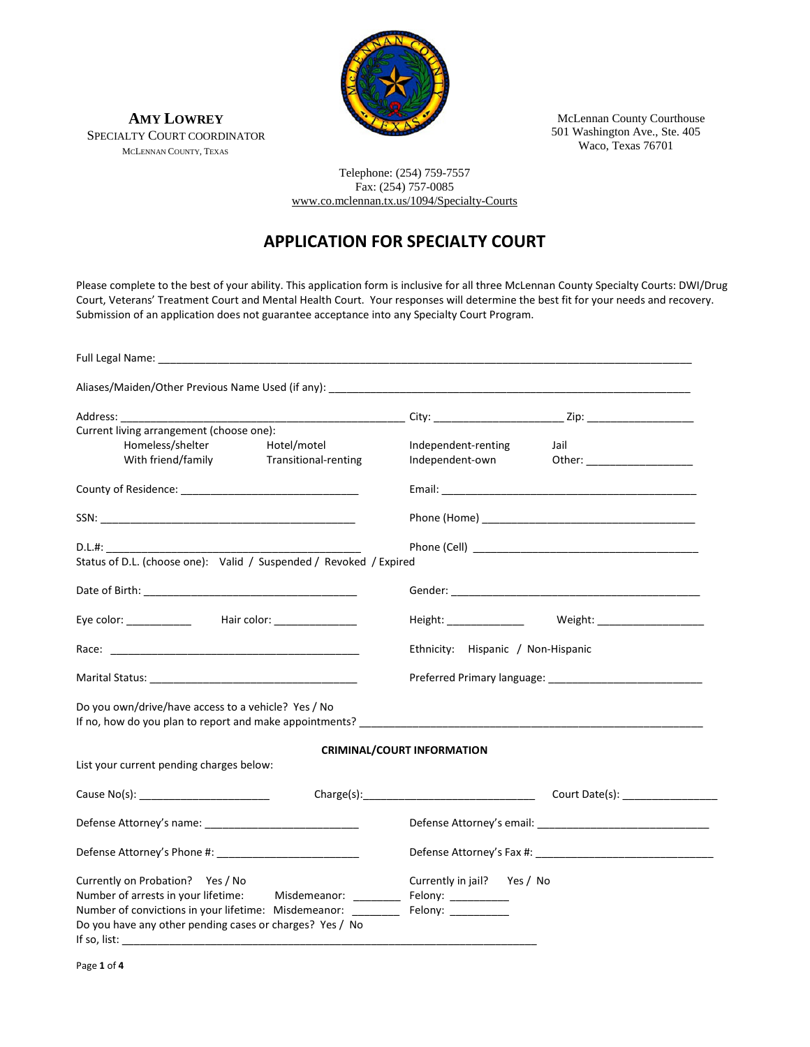**AMY LOWREY**
SPECIALTY COURT COORDINATOR
MCLENNAN COUNTY, TEXAS

McLennan County Courthouse
501 Washington Ave., Ste. 405
Waco, Texas 76701

Telephone: (254) 759-7557
Fax: (254) 757-0085
www.co.mclennan.tx.us/1094/Specialty-Courts

# APPLICATION FOR SPECIALTY COURT

Please complete to the best of your ability. This application form is inclusive for all three McLennan County Specialty Courts: DWI/Drug Court, Veterans' Treatment Court and Mental Health Court. Your responses will determine the best fit for your needs and recovery. Submission of an application does not guarantee acceptance into any Specialty Court Program.

Full Legal Name: ____________________________________________

Aliases/Maiden/Other Previous Name Used (if any): ____________________________________________

Address: ______________________________ City: ____________________ Zip: ________________

Current living arrangement (choose one):

| | | | |
|---|---|---|---|
| Homeless/shelter | Hotel/motel | Independent-renting | Jail |
| With friend/family | Transitional-renting | Independent-own | Other: ________________ |

County of Residence: ____________________________ Email: ________________________________

SSN: ________________________________________ Phone (Home) ________________________________

D.L.#: ______________________________________ Phone (Cell) ________________________________

Status of D.L. (choose one): Valid / Suspended / Revoked / Expired

Date of Birth: ______________________________ Gender: __________________________________

Eye color: __________ Hair color: ____________ Height: ____________ Weight: ________________

Race: ______________________________________ Ethnicity: Hispanic / Non-Hispanic

Marital Status: ____________________________ Preferred Primary language: ________________________

Do you own/drive/have access to a vehicle? Yes / No

If no, how do you plan to report and make appointments? ____________________________________________

### CRIMINAL/COURT INFORMATION

List your current pending charges below:

Cause No(s): ____________________ Charge(s): ____________________________ Court Date(s): ______________

Defense Attorney's name: ________________________ Defense Attorney's email: ____________________________

Defense Attorney's Phone #: ______________________ Defense Attorney's Fax #: ____________________________

Currently on Probation? Yes / No Currently in jail? Yes / No

Number of arrests in your lifetime: Misdemeanor: ________ Felony: __________

Number of convictions in your lifetime: Misdemeanor: ________ Felony: __________

Do you have any other pending cases or charges? Yes / No

If so, list: ______________________________________________________________________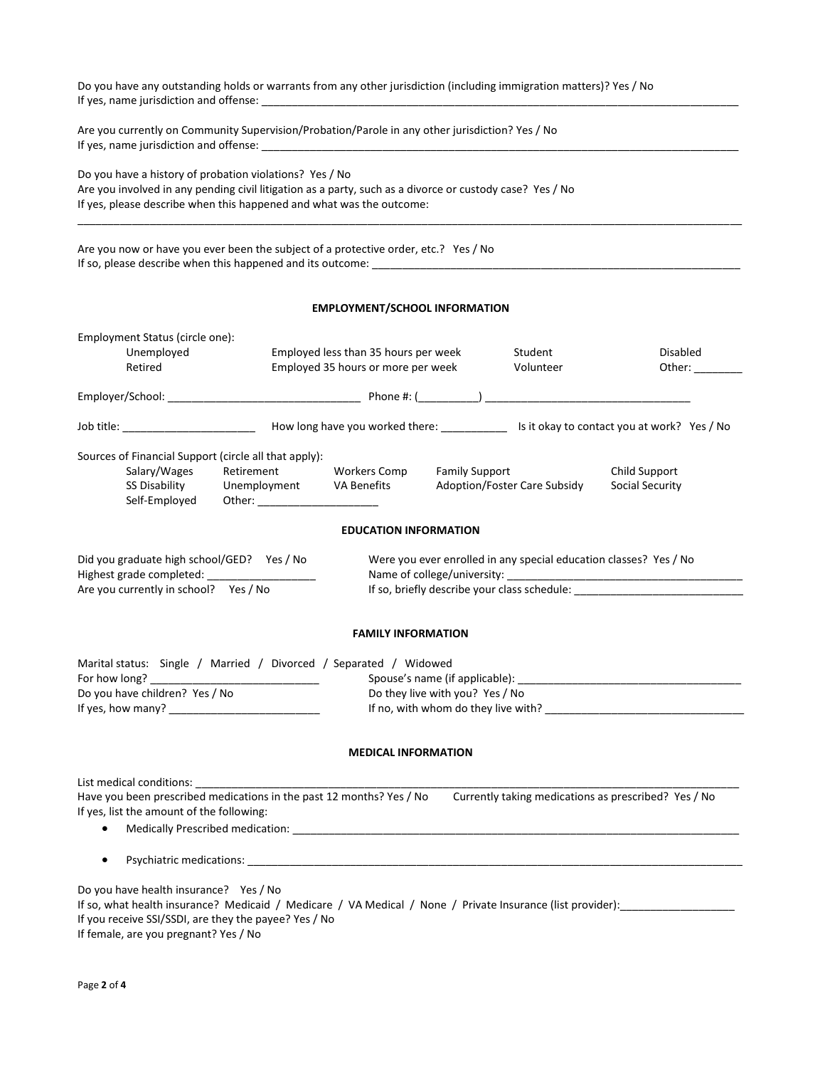Do you have any outstanding holds or warrants from any other jurisdiction (including immigration matters)? Yes / No
If yes, name jurisdiction and offense: ___________________________________________________________________________

Are you currently on Community Supervision/Probation/Parole in any other jurisdiction? Yes / No
If yes, name jurisdiction and offense: ___________________________________________________________________________

Do you have a history of probation violations? Yes / No
Are you involved in any pending civil litigation as a party, such as a divorce or custody case? Yes / No
If yes, please describe when this happened and what was the outcome:

______________________________________________________________________________________________________

Are you now or have you ever been the subject of a protective order, etc.? Yes / No
If so, please describe when this happened and its outcome: ________________________________________________________

## EMPLOYMENT/SCHOOL INFORMATION

Employment Status (circle one):

| | | | |
|---|---|---|---|
| Unemployed | Employed less than 35 hours per week | Student | Disabled |
| Retired | Employed 35 hours or more per week | Volunteer | Other: ________ |

Employer/School: ________________________________ Phone #: (__________) __________________________________

Job title: ______________________ How long have you worked there: ___________ Is it okay to contact you at work? Yes / No

Sources of Financial Support (circle all that apply):

| | | | | |
|---|---|---|---|---|
| Salary/Wages | Retirement | Workers Comp | Family Support | Child Support |
| SS Disability | Unemployment | VA Benefits | Adoption/Foster Care Subsidy | Social Security |
| Self-Employed | Other: ____________________ | | | |

## EDUCATION INFORMATION

Did you graduate high school/GED? Yes / No
Highest grade completed: __________________
Are you currently in school? Yes / No

Were you ever enrolled in any special education classes? Yes / No
Name of college/university: ________________________________________
If so, briefly describe your class schedule: ____________________________

## FAMILY INFORMATION

Marital status: Single / Married / Divorced / Separated / Widowed
For how long? ____________________________
Do you have children? Yes / No
If yes, how many? _________________________

Spouse's name (if applicable): _____________________________________
Do they live with you? Yes / No
If no, with whom do they live with? _________________________________

## MEDICAL INFORMATION

List medical conditions: ________________________________________________________________________________________
Have you been prescribed medications in the past 12 months? Yes / No Currently taking medications as prescribed? Yes / No
If yes, list the amount of the following:

- Medically Prescribed medication: ____________________________________________________________________________

- Psychiatric medications: _________________________________________________________________________________

Do you have health insurance? Yes / No
If so, what health insurance? Medicaid / Medicare / VA Medical / None / Private Insurance (list provider):___________________
If you receive SSI/SSDI, are they the payee? Yes / No
If female, are you pregnant? Yes / No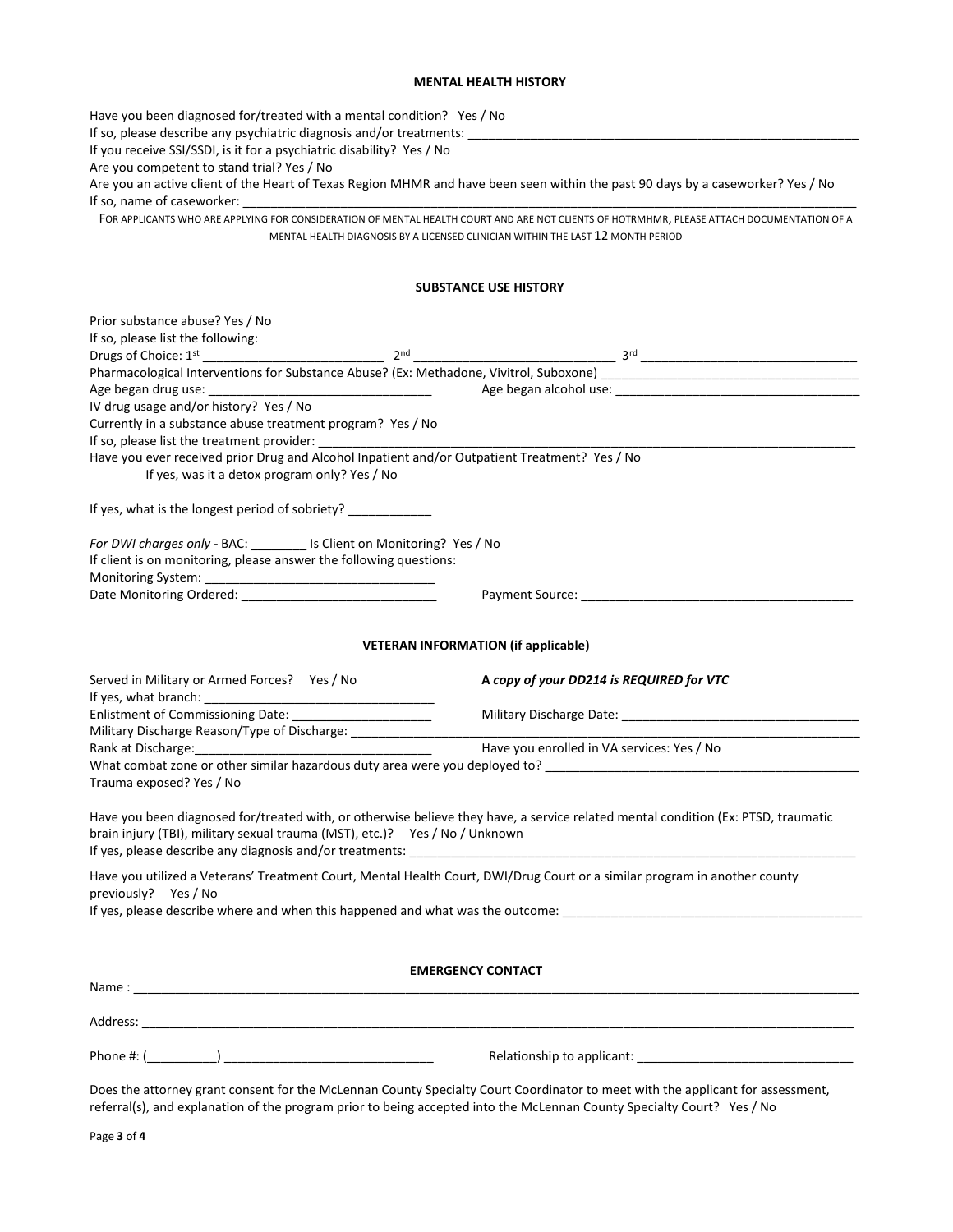### MENTAL HEALTH HISTORY

Have you been diagnosed for/treated with a mental condition? Yes / No

If so, please describe any psychiatric diagnosis and/or treatments: ____________________________________________________________

If you receive SSI/SSDI, is it for a psychiatric disability? Yes / No

Are you competent to stand trial? Yes / No

Are you an active client of the Heart of Texas Region MHMR and have been seen within the past 90 days by a caseworker? Yes / No

If so, name of caseworker: ____________________________________________________________________________________________

FOR APPLICANTS WHO ARE APPLYING FOR CONSIDERATION OF MENTAL HEALTH COURT AND ARE NOT CLIENTS OF HOTRMHMR, PLEASE ATTACH DOCUMENTATION OF A MENTAL HEALTH DIAGNOSIS BY A LICENSED CLINICIAN WITHIN THE LAST 12 MONTH PERIOD

### SUBSTANCE USE HISTORY

Prior substance abuse? Yes / No

If so, please list the following:

Drugs of Choice: 1st _________________________ 2nd ____________________________ 3rd _______________________________

Pharmacological Interventions for Substance Abuse? (Ex: Methadone, Vivitrol, Suboxone) ____________________________________

Age began drug use: _________________________________ Age began alcohol use: ___________________________________

IV drug usage and/or history? Yes / No

Currently in a substance abuse treatment program? Yes / No

If so, please list the treatment provider: ______________________________________________________________________________

Have you ever received prior Drug and Alcohol Inpatient and/or Outpatient Treatment? Yes / No

If yes, was it a detox program only? Yes / No

If yes, what is the longest period of sobriety? ____________

*For DWI charges only* - BAC: ________ Is Client on Monitoring? Yes / No

If client is on monitoring, please answer the following questions:

Monitoring System: ________________________________

Date Monitoring Ordered: ____________________________ Payment Source: ________________________________________

### VETERAN INFORMATION (if applicable)

Served in Military or Armed Forces? Yes / No **A *copy of your DD214 is REQUIRED for VTC***

If yes, what branch: __________________________________

Enlistment of Commissioning Date: ____________________ Military Discharge Date: ___________________________________

Military Discharge Reason/Type of Discharge: ____________________________________________________________________

Rank at Discharge:__________________________________ Have you enrolled in VA services: Yes / No

What combat zone or other similar hazardous duty area were you deployed to? _______________________________________________

Trauma exposed? Yes / No

Have you been diagnosed for/treated with, or otherwise believe they have, a service related mental condition (Ex: PTSD, traumatic brain injury (TBI), military sexual trauma (MST), etc.)? Yes / No / Unknown

If yes, please describe any diagnosis and/or treatments: _________________________________________________________________

Have you utilized a Veterans' Treatment Court, Mental Health Court, DWI/Drug Court or a similar program in another county previously? Yes / No

If yes, please describe where and when this happened and what was the outcome: _____________________________________________

### EMERGENCY CONTACT

Name : ______________________________________________________________________________________________________

Address: _____________________________________________________________________________________________________

Phone #: (__________) ______________________________ Relationship to applicant: ________________________________

Does the attorney grant consent for the McLennan County Specialty Court Coordinator to meet with the applicant for assessment, referral(s), and explanation of the program prior to being accepted into the McLennan County Specialty Court? Yes / No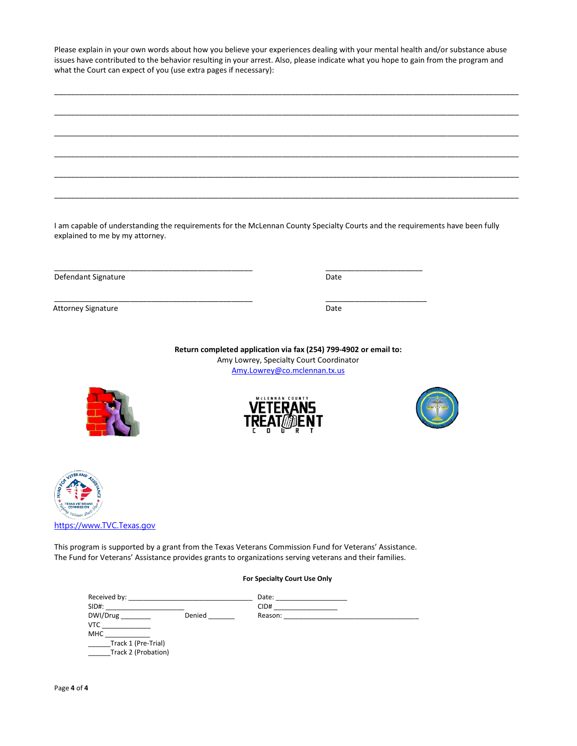Please explain in your own words about how you believe your experiences dealing with your mental health and/or substance abuse issues have contributed to the behavior resulting in your arrest. Also, please indicate what you hope to gain from the program and what the Court can expect of you (use extra pages if necessary):

____________________________________________________________________________________________________

____________________________________________________________________________________________________

____________________________________________________________________________________________________

____________________________________________________________________________________________________

____________________________________________________________________________________________________

____________________________________________________________________________________________________

I am capable of understanding the requirements for the McLennan County Specialty Courts and the requirements have been fully explained to me by my attorney.

_______________________________________________ &nbsp;&nbsp;&nbsp;&nbsp;&nbsp;&nbsp; _______________________

Defendant Signature &nbsp;&nbsp;&nbsp;&nbsp;&nbsp;&nbsp; Date

_______________________________________________ &nbsp;&nbsp;&nbsp;&nbsp;&nbsp;&nbsp; _______________________

Attorney Signature &nbsp;&nbsp;&nbsp;&nbsp;&nbsp;&nbsp; Date

**Return completed application via fax (254) 799-4902 or email to:**

Amy Lowrey, Specialty Court Coordinator

Amy.Lowrey@co.mclennan.tx.us

McLENNAN COUNTY VETERANS TREATMENT COURT

https://www.TVC.Texas.gov

This program is supported by a grant from the Texas Veterans Commission Fund for Veterans' Assistance. The Fund for Veterans' Assistance provides grants to organizations serving veterans and their families.

**For Specialty Court Use Only**

Received by: _______________________________ Date: __________________

SID#: ____________________ CID# ________________

DWI/Drug ________ Denied _______ Reason: ___________________________________

VTC ____________

MHC ____________

______Track 1 (Pre-Trial)

______Track 2 (Probation)